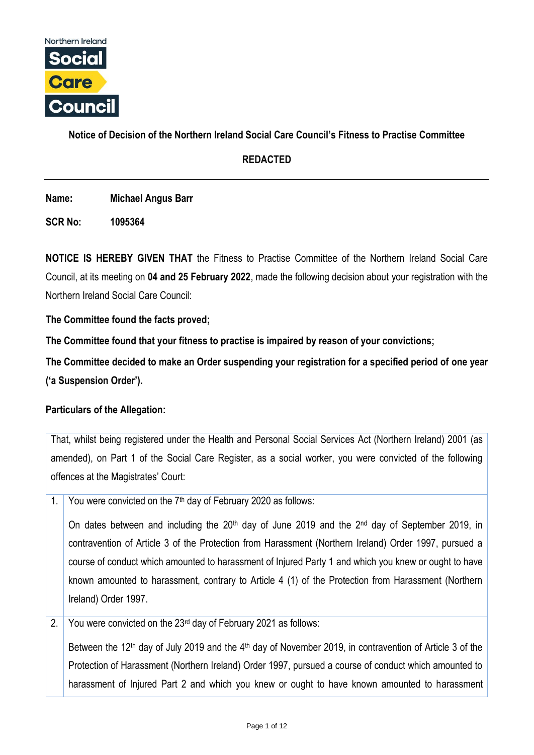Northern Ireland **Social Care Council**

**Notice of Decision of the Northern Ireland Social Care Council's Fitness to Practise Committee**

**REDACTED**

---

**Name:** **Michael Angus Barr**

**SCR No:** **1095364**

**NOTICE IS HEREBY GIVEN THAT** the Fitness to Practise Committee of the Northern Ireland Social Care Council, at its meeting on **04 and 25 February 2022**, made the following decision about your registration with the Northern Ireland Social Care Council:

**The Committee found the facts proved;**

**The Committee found that your fitness to practise is impaired by reason of your convictions;**

**The Committee decided to make an Order suspending your registration for a specified period of one year ('a Suspension Order').**

**Particulars of the Allegation:**

| That, whilst being registered under the Health and Personal Social Services Act (Northern Ireland) 2001 (as amended), on Part 1 of the Social Care Register, as a social worker, you were convicted of the following offences at the Magistrates' Court: | |
|---|---|
| 1. | You were convicted on the 7th day of February 2020 as follows:<br><br>On dates between and including the 20th day of June 2019 and the 2nd day of September 2019, in contravention of Article 3 of the Protection from Harassment (Northern Ireland) Order 1997, pursued a course of conduct which amounted to harassment of Injured Party 1 and which you knew or ought to have known amounted to harassment, contrary to Article 4 (1) of the Protection from Harassment (Northern Ireland) Order 1997. |
| 2. | You were convicted on the 23rd day of February 2021 as follows:<br><br>Between the 12th day of July 2019 and the 4th day of November 2019, in contravention of Article 3 of the Protection of Harassment (Northern Ireland) Order 1997, pursued a course of conduct which amounted to harassment of Injured Part 2 and which you knew or ought to have known amounted to harassment |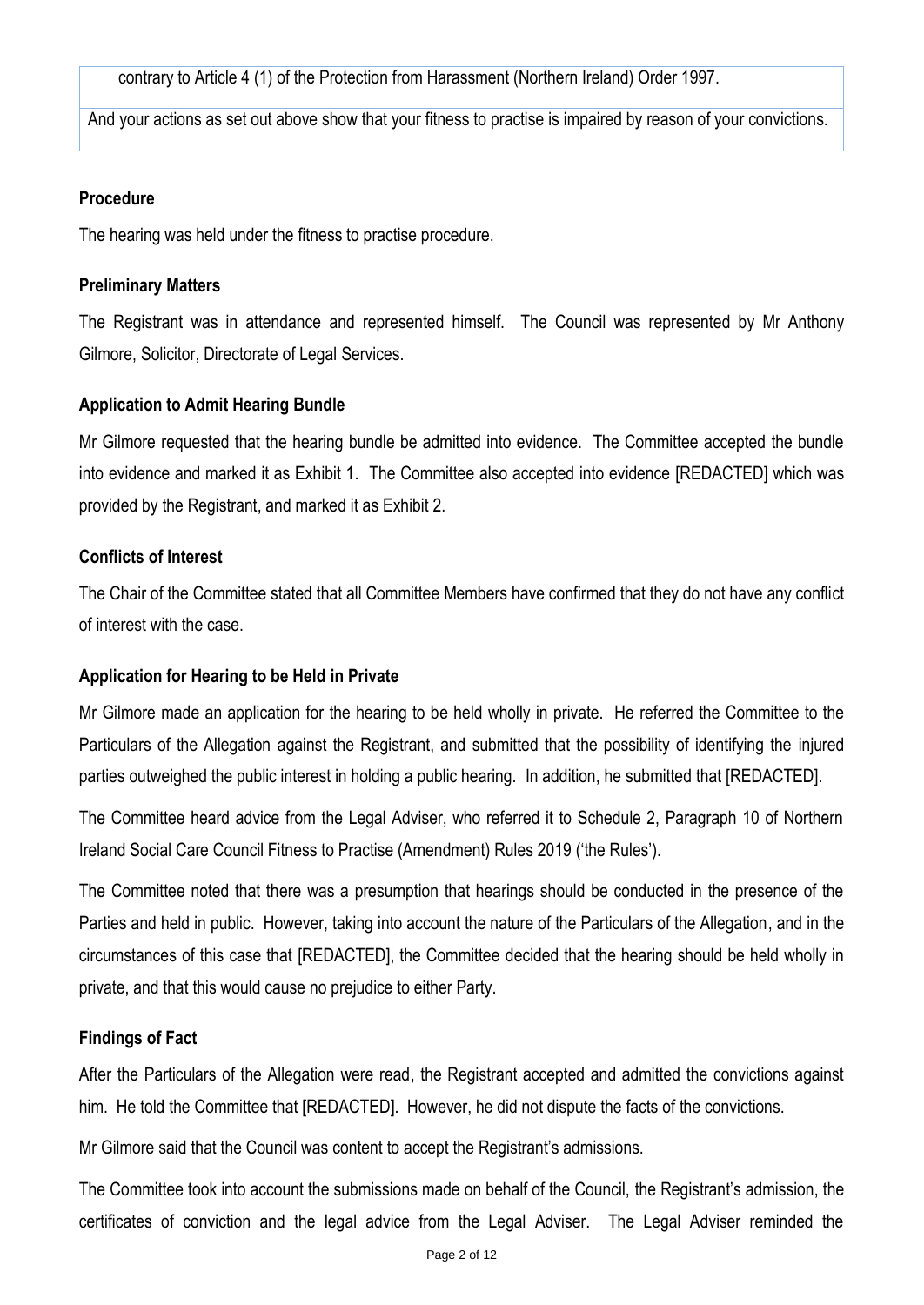| | contrary to Article 4 (1) of the Protection from Harassment (Northern Ireland) Order 1997. |
|---|---|

And your actions as set out above show that your fitness to practise is impaired by reason of your convictions.

**Procedure**

The hearing was held under the fitness to practise procedure.

**Preliminary Matters**

The Registrant was in attendance and represented himself. The Council was represented by Mr Anthony Gilmore, Solicitor, Directorate of Legal Services.

**Application to Admit Hearing Bundle**

Mr Gilmore requested that the hearing bundle be admitted into evidence. The Committee accepted the bundle into evidence and marked it as Exhibit 1. The Committee also accepted into evidence [REDACTED] which was provided by the Registrant, and marked it as Exhibit 2.

**Conflicts of Interest**

The Chair of the Committee stated that all Committee Members have confirmed that they do not have any conflict of interest with the case.

**Application for Hearing to be Held in Private**

Mr Gilmore made an application for the hearing to be held wholly in private. He referred the Committee to the Particulars of the Allegation against the Registrant, and submitted that the possibility of identifying the injured parties outweighed the public interest in holding a public hearing. In addition, he submitted that [REDACTED].

The Committee heard advice from the Legal Adviser, who referred it to Schedule 2, Paragraph 10 of Northern Ireland Social Care Council Fitness to Practise (Amendment) Rules 2019 ('the Rules').

The Committee noted that there was a presumption that hearings should be conducted in the presence of the Parties and held in public. However, taking into account the nature of the Particulars of the Allegation, and in the circumstances of this case that [REDACTED], the Committee decided that the hearing should be held wholly in private, and that this would cause no prejudice to either Party.

**Findings of Fact**

After the Particulars of the Allegation were read, the Registrant accepted and admitted the convictions against him. He told the Committee that [REDACTED]. However, he did not dispute the facts of the convictions.

Mr Gilmore said that the Council was content to accept the Registrant's admissions.

The Committee took into account the submissions made on behalf of the Council, the Registrant's admission, the certificates of conviction and the legal advice from the Legal Adviser. The Legal Adviser reminded the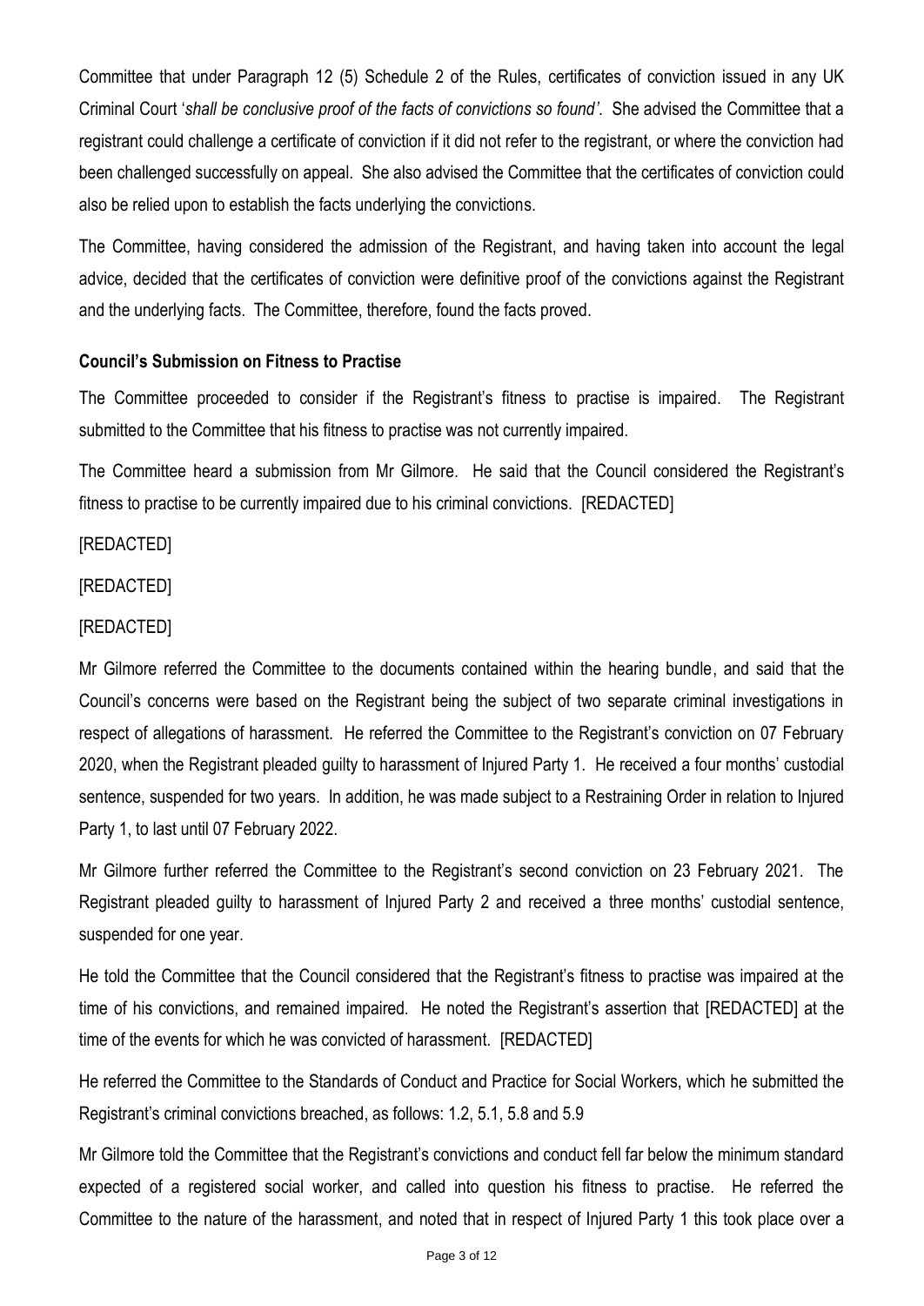Committee that under Paragraph 12 (5) Schedule 2 of the Rules, certificates of conviction issued in any UK Criminal Court '*shall be conclusive proof of the facts of convictions so found'*. She advised the Committee that a registrant could challenge a certificate of conviction if it did not refer to the registrant, or where the conviction had been challenged successfully on appeal. She also advised the Committee that the certificates of conviction could also be relied upon to establish the facts underlying the convictions.

The Committee, having considered the admission of the Registrant, and having taken into account the legal advice, decided that the certificates of conviction were definitive proof of the convictions against the Registrant and the underlying facts. The Committee, therefore, found the facts proved.

**Council's Submission on Fitness to Practise**

The Committee proceeded to consider if the Registrant's fitness to practise is impaired. The Registrant submitted to the Committee that his fitness to practise was not currently impaired.

The Committee heard a submission from Mr Gilmore. He said that the Council considered the Registrant's fitness to practise to be currently impaired due to his criminal convictions. [REDACTED]

[REDACTED]

[REDACTED]

[REDACTED]

Mr Gilmore referred the Committee to the documents contained within the hearing bundle, and said that the Council's concerns were based on the Registrant being the subject of two separate criminal investigations in respect of allegations of harassment. He referred the Committee to the Registrant's conviction on 07 February 2020, when the Registrant pleaded guilty to harassment of Injured Party 1. He received a four months' custodial sentence, suspended for two years. In addition, he was made subject to a Restraining Order in relation to Injured Party 1, to last until 07 February 2022.

Mr Gilmore further referred the Committee to the Registrant's second conviction on 23 February 2021. The Registrant pleaded guilty to harassment of Injured Party 2 and received a three months' custodial sentence, suspended for one year.

He told the Committee that the Council considered that the Registrant's fitness to practise was impaired at the time of his convictions, and remained impaired. He noted the Registrant's assertion that [REDACTED] at the time of the events for which he was convicted of harassment. [REDACTED]

He referred the Committee to the Standards of Conduct and Practice for Social Workers, which he submitted the Registrant's criminal convictions breached, as follows: 1.2, 5.1, 5.8 and 5.9

Mr Gilmore told the Committee that the Registrant's convictions and conduct fell far below the minimum standard expected of a registered social worker, and called into question his fitness to practise. He referred the Committee to the nature of the harassment, and noted that in respect of Injured Party 1 this took place over a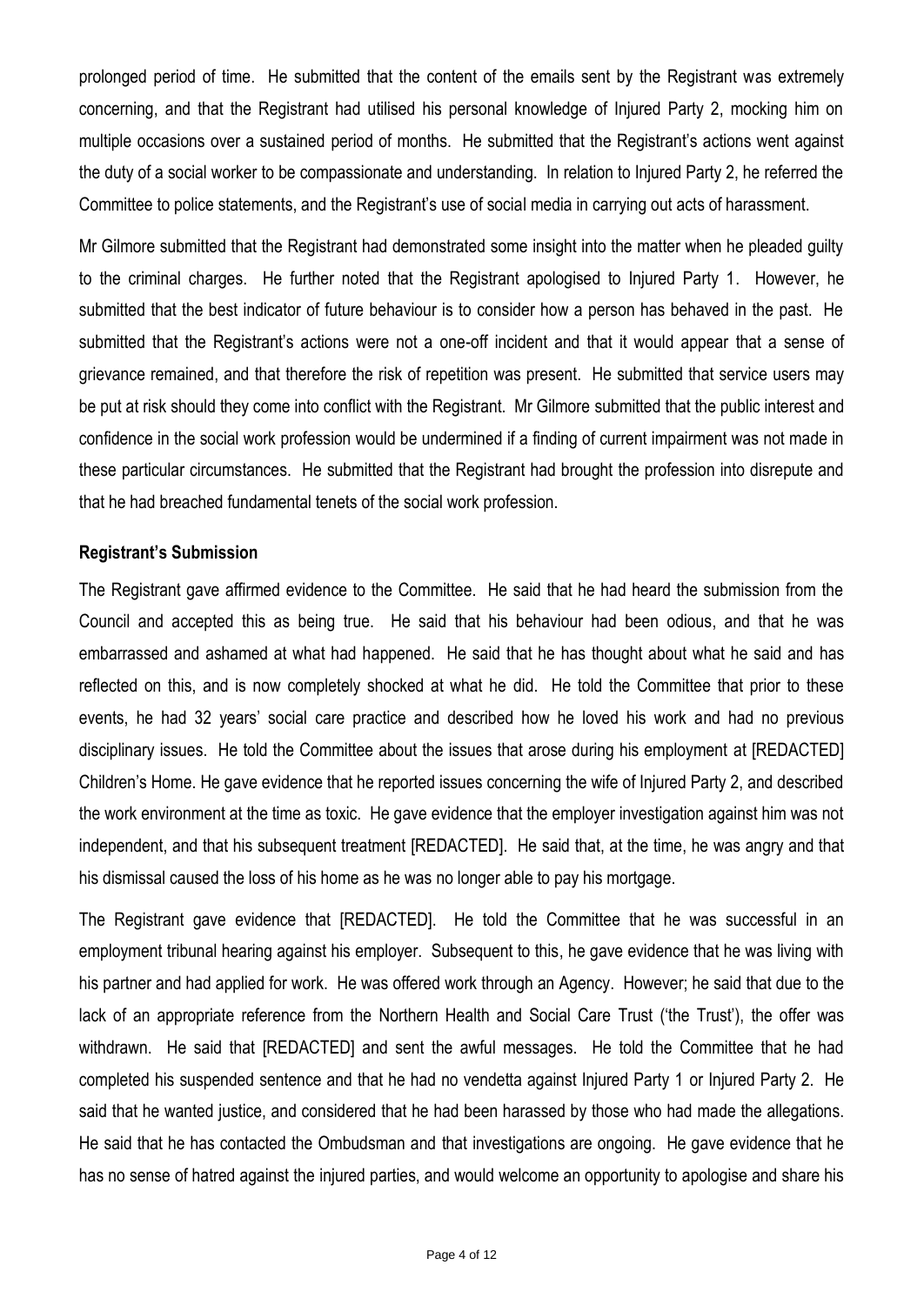prolonged period of time. He submitted that the content of the emails sent by the Registrant was extremely concerning, and that the Registrant had utilised his personal knowledge of Injured Party 2, mocking him on multiple occasions over a sustained period of months. He submitted that the Registrant's actions went against the duty of a social worker to be compassionate and understanding. In relation to Injured Party 2, he referred the Committee to police statements, and the Registrant's use of social media in carrying out acts of harassment.

Mr Gilmore submitted that the Registrant had demonstrated some insight into the matter when he pleaded guilty to the criminal charges. He further noted that the Registrant apologised to Injured Party 1. However, he submitted that the best indicator of future behaviour is to consider how a person has behaved in the past. He submitted that the Registrant's actions were not a one-off incident and that it would appear that a sense of grievance remained, and that therefore the risk of repetition was present. He submitted that service users may be put at risk should they come into conflict with the Registrant. Mr Gilmore submitted that the public interest and confidence in the social work profession would be undermined if a finding of current impairment was not made in these particular circumstances. He submitted that the Registrant had brought the profession into disrepute and that he had breached fundamental tenets of the social work profession.

**Registrant's Submission**

The Registrant gave affirmed evidence to the Committee. He said that he had heard the submission from the Council and accepted this as being true. He said that his behaviour had been odious, and that he was embarrassed and ashamed at what had happened. He said that he has thought about what he said and has reflected on this, and is now completely shocked at what he did. He told the Committee that prior to these events, he had 32 years' social care practice and described how he loved his work and had no previous disciplinary issues. He told the Committee about the issues that arose during his employment at [REDACTED] Children's Home. He gave evidence that he reported issues concerning the wife of Injured Party 2, and described the work environment at the time as toxic. He gave evidence that the employer investigation against him was not independent, and that his subsequent treatment [REDACTED]. He said that, at the time, he was angry and that his dismissal caused the loss of his home as he was no longer able to pay his mortgage.

The Registrant gave evidence that [REDACTED]. He told the Committee that he was successful in an employment tribunal hearing against his employer. Subsequent to this, he gave evidence that he was living with his partner and had applied for work. He was offered work through an Agency. However; he said that due to the lack of an appropriate reference from the Northern Health and Social Care Trust ('the Trust'), the offer was withdrawn. He said that [REDACTED] and sent the awful messages. He told the Committee that he had completed his suspended sentence and that he had no vendetta against Injured Party 1 or Injured Party 2. He said that he wanted justice, and considered that he had been harassed by those who had made the allegations. He said that he has contacted the Ombudsman and that investigations are ongoing. He gave evidence that he has no sense of hatred against the injured parties, and would welcome an opportunity to apologise and share his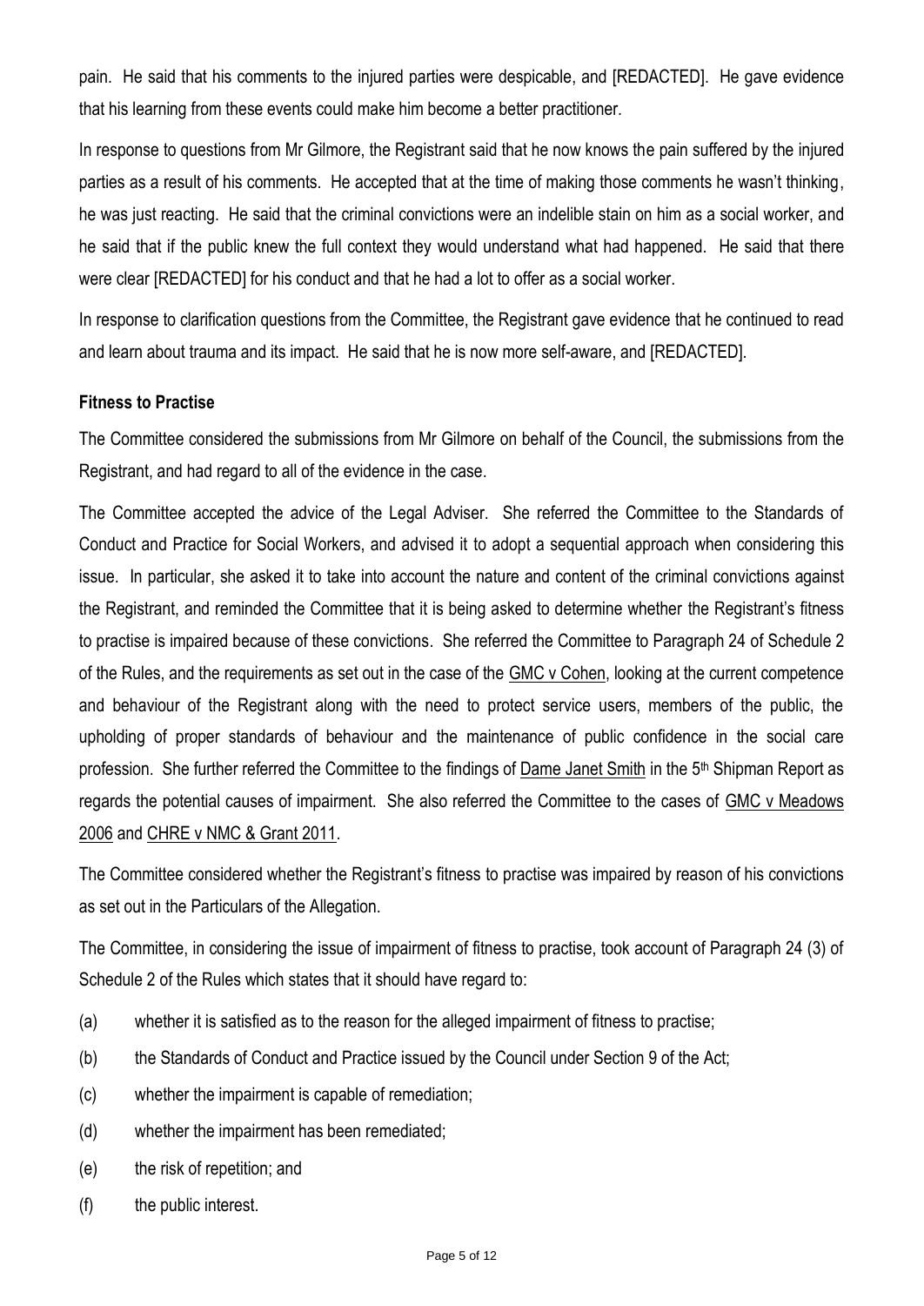pain. He said that his comments to the injured parties were despicable, and [REDACTED]. He gave evidence that his learning from these events could make him become a better practitioner.

In response to questions from Mr Gilmore, the Registrant said that he now knows the pain suffered by the injured parties as a result of his comments. He accepted that at the time of making those comments he wasn't thinking, he was just reacting. He said that the criminal convictions were an indelible stain on him as a social worker, and he said that if the public knew the full context they would understand what had happened. He said that there were clear [REDACTED] for his conduct and that he had a lot to offer as a social worker.

In response to clarification questions from the Committee, the Registrant gave evidence that he continued to read and learn about trauma and its impact. He said that he is now more self-aware, and [REDACTED].

### Fitness to Practise

The Committee considered the submissions from Mr Gilmore on behalf of the Council, the submissions from the Registrant, and had regard to all of the evidence in the case.

The Committee accepted the advice of the Legal Adviser. She referred the Committee to the Standards of Conduct and Practice for Social Workers, and advised it to adopt a sequential approach when considering this issue. In particular, she asked it to take into account the nature and content of the criminal convictions against the Registrant, and reminded the Committee that it is being asked to determine whether the Registrant's fitness to practise is impaired because of these convictions. She referred the Committee to Paragraph 24 of Schedule 2 of the Rules, and the requirements as set out in the case of GMC v Cohen, looking at the current competence and behaviour of the Registrant along with the need to protect service users, members of the public, the upholding of proper standards of behaviour and the maintenance of public confidence in the social care profession. She further referred the Committee to the findings of Dame Janet Smith in the 5th Shipman Report as regards the potential causes of impairment. She also referred the Committee to the cases of GMC v Meadows 2006 and CHRE v NMC & Grant 2011.

The Committee considered whether the Registrant's fitness to practise was impaired by reason of his convictions as set out in the Particulars of the Allegation.

The Committee, in considering the issue of impairment of fitness to practise, took account of Paragraph 24 (3) of Schedule 2 of the Rules which states that it should have regard to:

(a) whether it is satisfied as to the reason for the alleged impairment of fitness to practise;

(b) the Standards of Conduct and Practice issued by the Council under Section 9 of the Act;

(c) whether the impairment is capable of remediation;

(d) whether the impairment has been remediated;

(e) the risk of repetition; and

(f) the public interest.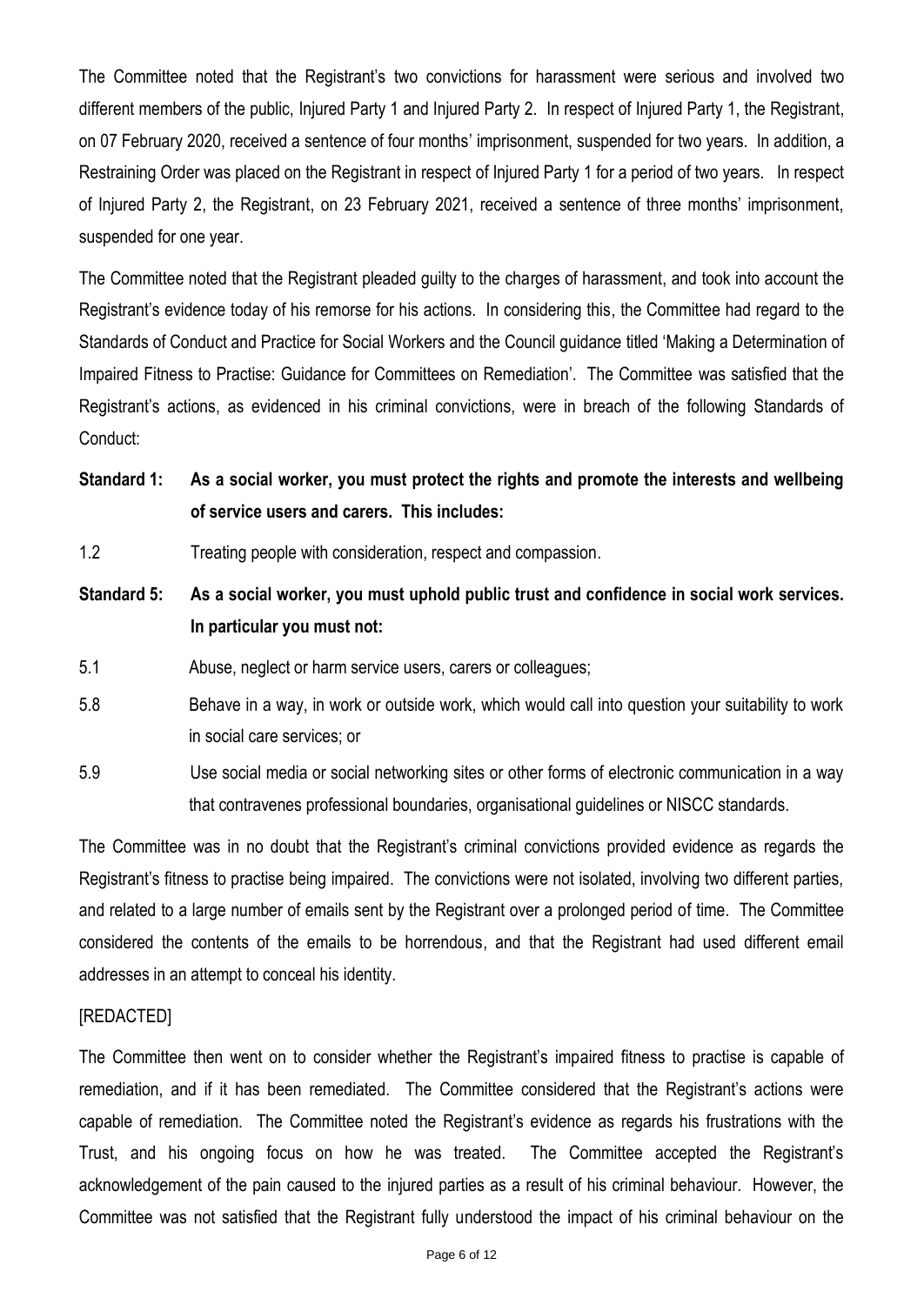The Committee noted that the Registrant's two convictions for harassment were serious and involved two different members of the public, Injured Party 1 and Injured Party 2. In respect of Injured Party 1, the Registrant, on 07 February 2020, received a sentence of four months' imprisonment, suspended for two years. In addition, a Restraining Order was placed on the Registrant in respect of Injured Party 1 for a period of two years. In respect of Injured Party 2, the Registrant, on 23 February 2021, received a sentence of three months' imprisonment, suspended for one year.

The Committee noted that the Registrant pleaded guilty to the charges of harassment, and took into account the Registrant's evidence today of his remorse for his actions. In considering this, the Committee had regard to the Standards of Conduct and Practice for Social Workers and the Council guidance titled 'Making a Determination of Impaired Fitness to Practise: Guidance for Committees on Remediation'. The Committee was satisfied that the Registrant's actions, as evidenced in his criminal convictions, were in breach of the following Standards of Conduct:

**Standard 1: As a social worker, you must protect the rights and promote the interests and wellbeing of service users and carers. This includes:**

1.2 Treating people with consideration, respect and compassion.

**Standard 5: As a social worker, you must uphold public trust and confidence in social work services. In particular you must not:**

5.1 Abuse, neglect or harm service users, carers or colleagues;

5.8 Behave in a way, in work or outside work, which would call into question your suitability to work in social care services; or

5.9 Use social media or social networking sites or other forms of electronic communication in a way that contravenes professional boundaries, organisational guidelines or NISCC standards.

The Committee was in no doubt that the Registrant's criminal convictions provided evidence as regards the Registrant's fitness to practise being impaired. The convictions were not isolated, involving two different parties, and related to a large number of emails sent by the Registrant over a prolonged period of time. The Committee considered the contents of the emails to be horrendous, and that the Registrant had used different email addresses in an attempt to conceal his identity.

[REDACTED]

The Committee then went on to consider whether the Registrant's impaired fitness to practise is capable of remediation, and if it has been remediated. The Committee considered that the Registrant's actions were capable of remediation. The Committee noted the Registrant's evidence as regards his frustrations with the Trust, and his ongoing focus on how he was treated. The Committee accepted the Registrant's acknowledgement of the pain caused to the injured parties as a result of his criminal behaviour. However, the Committee was not satisfied that the Registrant fully understood the impact of his criminal behaviour on the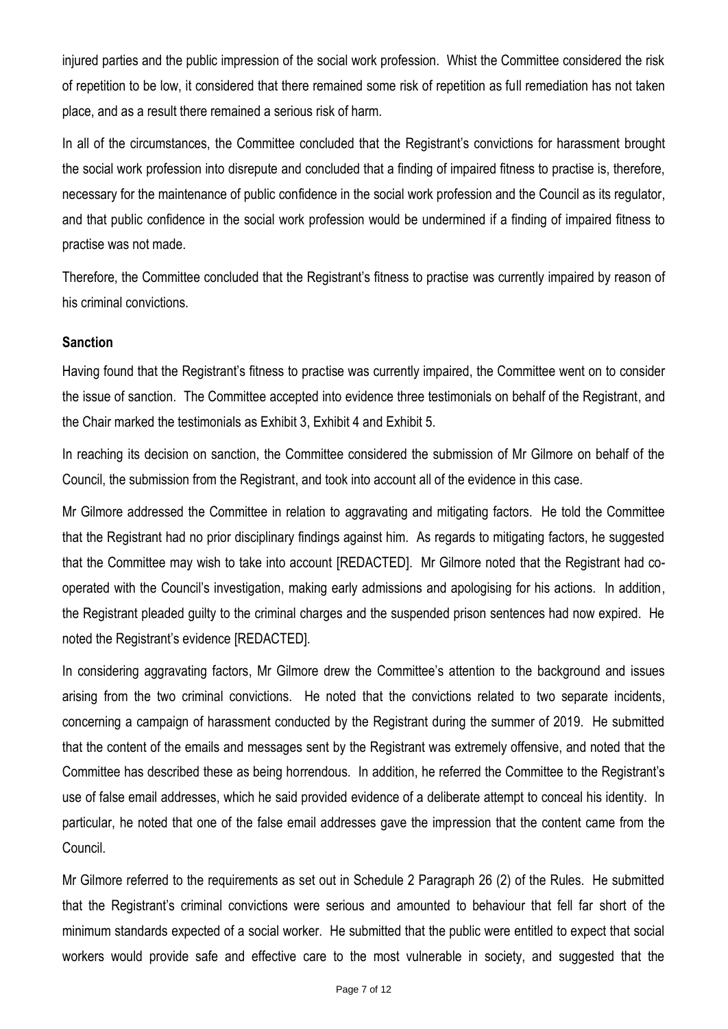injured parties and the public impression of the social work profession. Whist the Committee considered the risk of repetition to be low, it considered that there remained some risk of repetition as full remediation has not taken place, and as a result there remained a serious risk of harm.

In all of the circumstances, the Committee concluded that the Registrant's convictions for harassment brought the social work profession into disrepute and concluded that a finding of impaired fitness to practise is, therefore, necessary for the maintenance of public confidence in the social work profession and the Council as its regulator, and that public confidence in the social work profession would be undermined if a finding of impaired fitness to practise was not made.

Therefore, the Committee concluded that the Registrant's fitness to practise was currently impaired by reason of his criminal convictions.

**Sanction**

Having found that the Registrant's fitness to practise was currently impaired, the Committee went on to consider the issue of sanction. The Committee accepted into evidence three testimonials on behalf of the Registrant, and the Chair marked the testimonials as Exhibit 3, Exhibit 4 and Exhibit 5.

In reaching its decision on sanction, the Committee considered the submission of Mr Gilmore on behalf of the Council, the submission from the Registrant, and took into account all of the evidence in this case.

Mr Gilmore addressed the Committee in relation to aggravating and mitigating factors. He told the Committee that the Registrant had no prior disciplinary findings against him. As regards to mitigating factors, he suggested that the Committee may wish to take into account [REDACTED]. Mr Gilmore noted that the Registrant had co-operated with the Council's investigation, making early admissions and apologising for his actions. In addition, the Registrant pleaded guilty to the criminal charges and the suspended prison sentences had now expired. He noted the Registrant's evidence [REDACTED].

In considering aggravating factors, Mr Gilmore drew the Committee's attention to the background and issues arising from the two criminal convictions. He noted that the convictions related to two separate incidents, concerning a campaign of harassment conducted by the Registrant during the summer of 2019. He submitted that the content of the emails and messages sent by the Registrant was extremely offensive, and noted that the Committee has described these as being horrendous. In addition, he referred the Committee to the Registrant's use of false email addresses, which he said provided evidence of a deliberate attempt to conceal his identity. In particular, he noted that one of the false email addresses gave the impression that the content came from the Council.

Mr Gilmore referred to the requirements as set out in Schedule 2 Paragraph 26 (2) of the Rules. He submitted that the Registrant's criminal convictions were serious and amounted to behaviour that fell far short of the minimum standards expected of a social worker. He submitted that the public were entitled to expect that social workers would provide safe and effective care to the most vulnerable in society, and suggested that the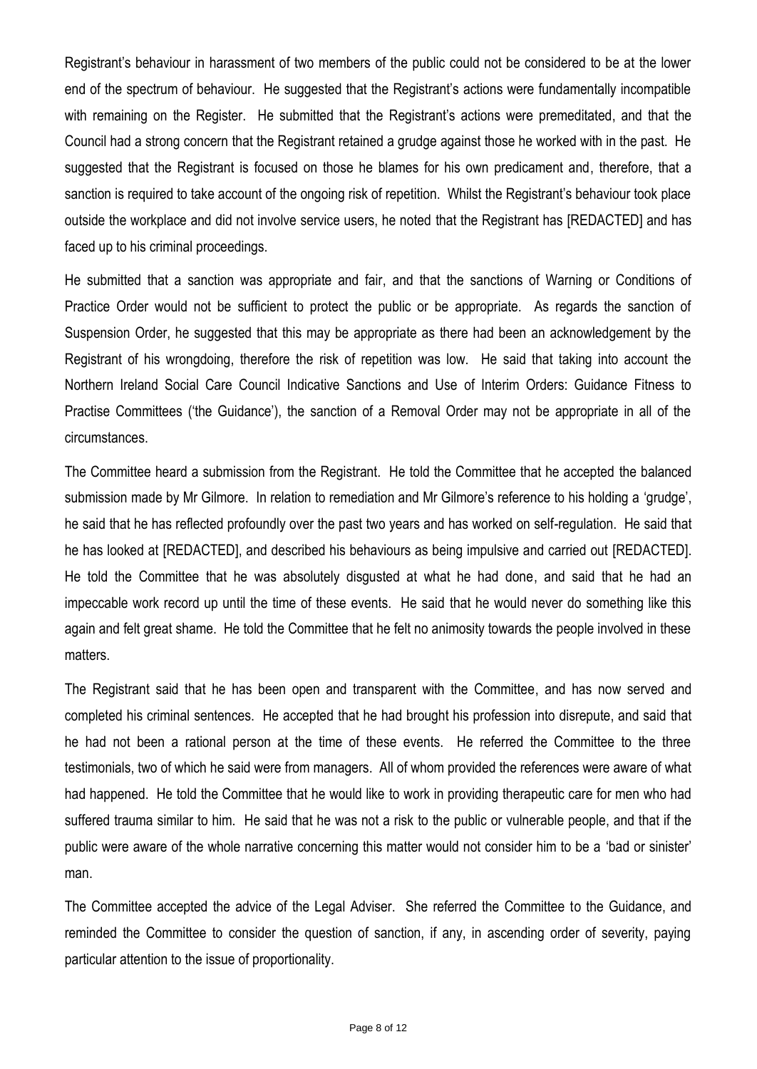Registrant's behaviour in harassment of two members of the public could not be considered to be at the lower end of the spectrum of behaviour. He suggested that the Registrant's actions were fundamentally incompatible with remaining on the Register. He submitted that the Registrant's actions were premeditated, and that the Council had a strong concern that the Registrant retained a grudge against those he worked with in the past. He suggested that the Registrant is focused on those he blames for his own predicament and, therefore, that a sanction is required to take account of the ongoing risk of repetition. Whilst the Registrant's behaviour took place outside the workplace and did not involve service users, he noted that the Registrant has [REDACTED] and has faced up to his criminal proceedings.

He submitted that a sanction was appropriate and fair, and that the sanctions of Warning or Conditions of Practice Order would not be sufficient to protect the public or be appropriate. As regards the sanction of Suspension Order, he suggested that this may be appropriate as there had been an acknowledgement by the Registrant of his wrongdoing, therefore the risk of repetition was low. He said that taking into account the Northern Ireland Social Care Council Indicative Sanctions and Use of Interim Orders: Guidance Fitness to Practise Committees ('the Guidance'), the sanction of a Removal Order may not be appropriate in all of the circumstances.

The Committee heard a submission from the Registrant. He told the Committee that he accepted the balanced submission made by Mr Gilmore. In relation to remediation and Mr Gilmore's reference to his holding a 'grudge', he said that he has reflected profoundly over the past two years and has worked on self-regulation. He said that he has looked at [REDACTED], and described his behaviours as being impulsive and carried out [REDACTED]. He told the Committee that he was absolutely disgusted at what he had done, and said that he had an impeccable work record up until the time of these events. He said that he would never do something like this again and felt great shame. He told the Committee that he felt no animosity towards the people involved in these matters.

The Registrant said that he has been open and transparent with the Committee, and has now served and completed his criminal sentences. He accepted that he had brought his profession into disrepute, and said that he had not been a rational person at the time of these events. He referred the Committee to the three testimonials, two of which he said were from managers. All of whom provided the references were aware of what had happened. He told the Committee that he would like to work in providing therapeutic care for men who had suffered trauma similar to him. He said that he was not a risk to the public or vulnerable people, and that if the public were aware of the whole narrative concerning this matter would not consider him to be a 'bad or sinister' man.

The Committee accepted the advice of the Legal Adviser. She referred the Committee to the Guidance, and reminded the Committee to consider the question of sanction, if any, in ascending order of severity, paying particular attention to the issue of proportionality.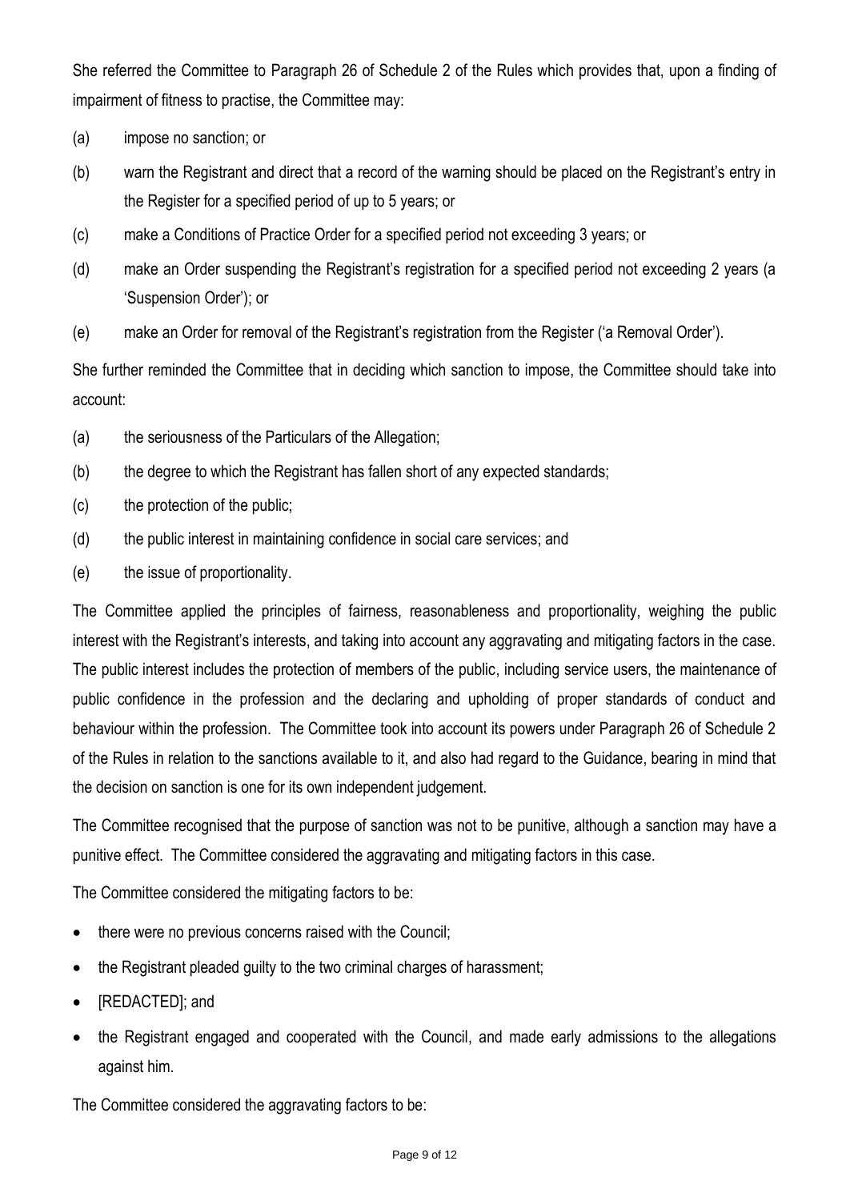She referred the Committee to Paragraph 26 of Schedule 2 of the Rules which provides that, upon a finding of impairment of fitness to practise, the Committee may:

(a) impose no sanction; or

(b) warn the Registrant and direct that a record of the warning should be placed on the Registrant's entry in the Register for a specified period of up to 5 years; or

(c) make a Conditions of Practice Order for a specified period not exceeding 3 years; or

(d) make an Order suspending the Registrant's registration for a specified period not exceeding 2 years (a 'Suspension Order'); or

(e) make an Order for removal of the Registrant's registration from the Register ('a Removal Order').

She further reminded the Committee that in deciding which sanction to impose, the Committee should take into account:

(a) the seriousness of the Particulars of the Allegation;

(b) the degree to which the Registrant has fallen short of any expected standards;

(c) the protection of the public;

(d) the public interest in maintaining confidence in social care services; and

(e) the issue of proportionality.

The Committee applied the principles of fairness, reasonableness and proportionality, weighing the public interest with the Registrant's interests, and taking into account any aggravating and mitigating factors in the case. The public interest includes the protection of members of the public, including service users, the maintenance of public confidence in the profession and the declaring and upholding of proper standards of conduct and behaviour within the profession. The Committee took into account its powers under Paragraph 26 of Schedule 2 of the Rules in relation to the sanctions available to it, and also had regard to the Guidance, bearing in mind that the decision on sanction is one for its own independent judgement.

The Committee recognised that the purpose of sanction was not to be punitive, although a sanction may have a punitive effect. The Committee considered the aggravating and mitigating factors in this case.

The Committee considered the mitigating factors to be:

- there were no previous concerns raised with the Council;
- the Registrant pleaded guilty to the two criminal charges of harassment;
- [REDACTED]; and
- the Registrant engaged and cooperated with the Council, and made early admissions to the allegations against him.

The Committee considered the aggravating factors to be: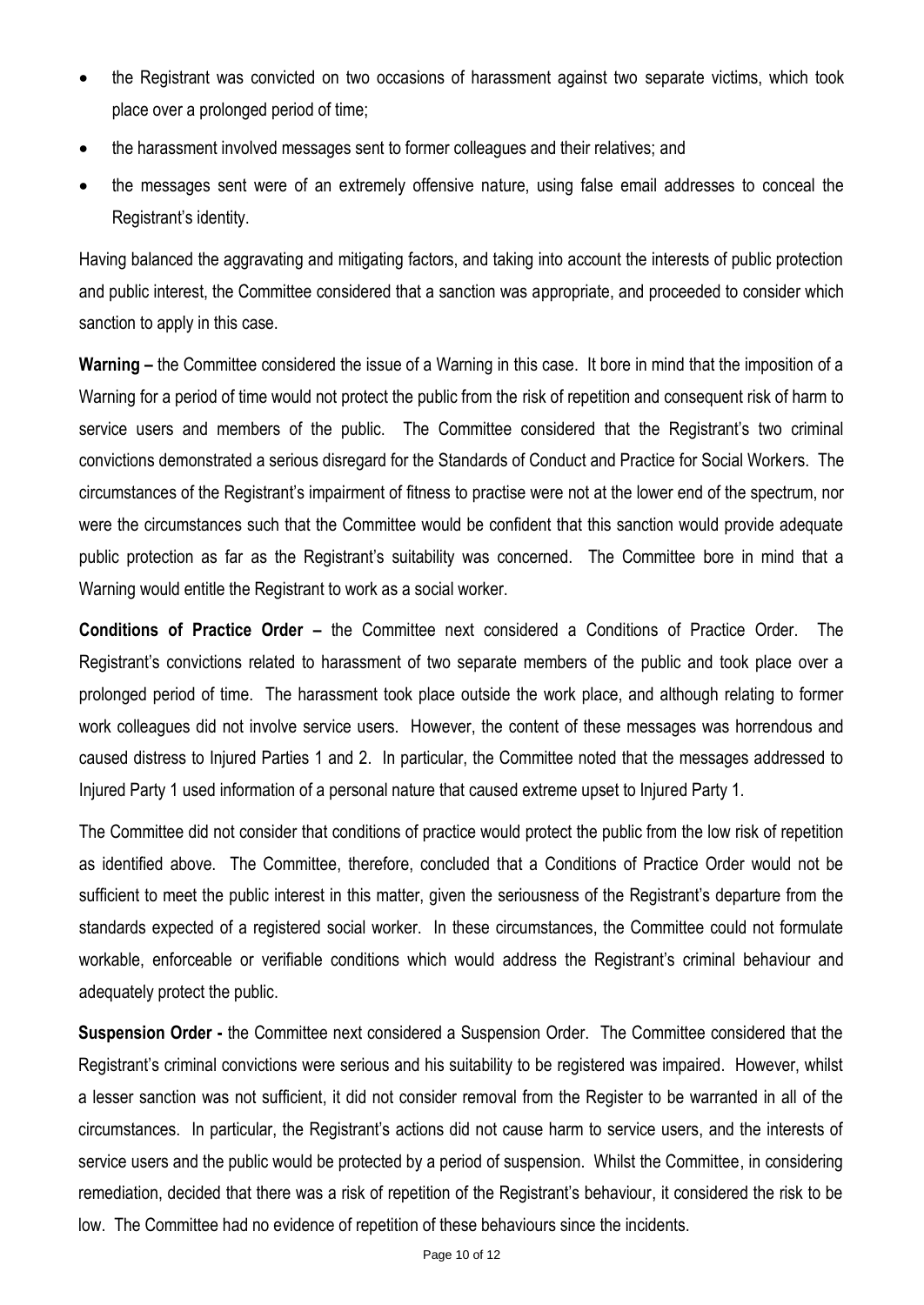- the Registrant was convicted on two occasions of harassment against two separate victims, which took place over a prolonged period of time;
- the harassment involved messages sent to former colleagues and their relatives; and
- the messages sent were of an extremely offensive nature, using false email addresses to conceal the Registrant's identity.

Having balanced the aggravating and mitigating factors, and taking into account the interests of public protection and public interest, the Committee considered that a sanction was appropriate, and proceeded to consider which sanction to apply in this case.

**Warning –** the Committee considered the issue of a Warning in this case. It bore in mind that the imposition of a Warning for a period of time would not protect the public from the risk of repetition and consequent risk of harm to service users and members of the public. The Committee considered that the Registrant's two criminal convictions demonstrated a serious disregard for the Standards of Conduct and Practice for Social Workers. The circumstances of the Registrant's impairment of fitness to practise were not at the lower end of the spectrum, nor were the circumstances such that the Committee would be confident that this sanction would provide adequate public protection as far as the Registrant's suitability was concerned. The Committee bore in mind that a Warning would entitle the Registrant to work as a social worker.

**Conditions of Practice Order –** the Committee next considered a Conditions of Practice Order. The Registrant's convictions related to harassment of two separate members of the public and took place over a prolonged period of time. The harassment took place outside the work place, and although relating to former work colleagues did not involve service users. However, the content of these messages was horrendous and caused distress to Injured Parties 1 and 2. In particular, the Committee noted that the messages addressed to Injured Party 1 used information of a personal nature that caused extreme upset to Injured Party 1.

The Committee did not consider that conditions of practice would protect the public from the low risk of repetition as identified above. The Committee, therefore, concluded that a Conditions of Practice Order would not be sufficient to meet the public interest in this matter, given the seriousness of the Registrant's departure from the standards expected of a registered social worker. In these circumstances, the Committee could not formulate workable, enforceable or verifiable conditions which would address the Registrant's criminal behaviour and adequately protect the public.

**Suspension Order -** the Committee next considered a Suspension Order. The Committee considered that the Registrant's criminal convictions were serious and his suitability to be registered was impaired. However, whilst a lesser sanction was not sufficient, it did not consider removal from the Register to be warranted in all of the circumstances. In particular, the Registrant's actions did not cause harm to service users, and the interests of service users and the public would be protected by a period of suspension. Whilst the Committee, in considering remediation, decided that there was a risk of repetition of the Registrant's behaviour, it considered the risk to be low. The Committee had no evidence of repetition of these behaviours since the incidents.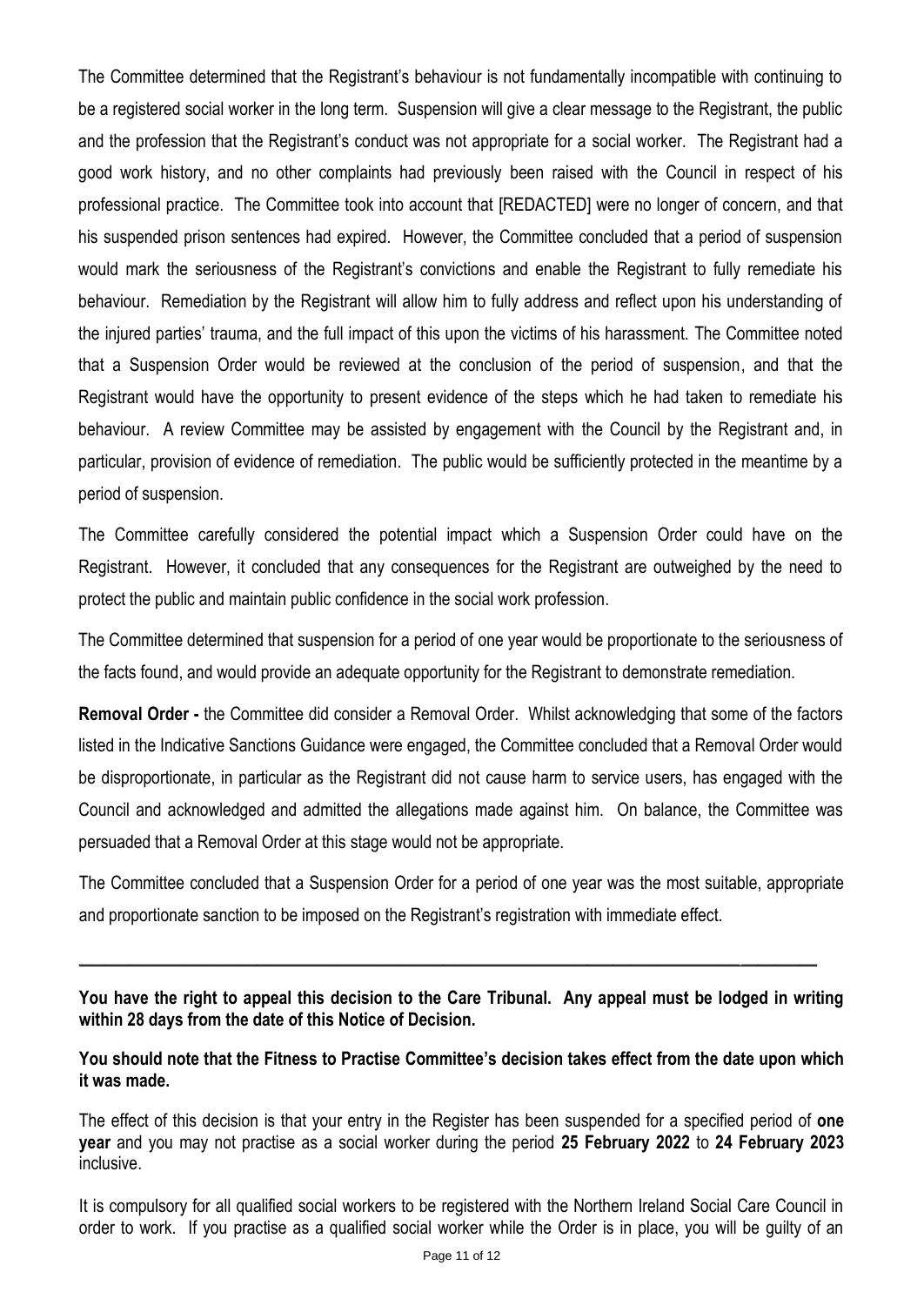The Committee determined that the Registrant's behaviour is not fundamentally incompatible with continuing to be a registered social worker in the long term. Suspension will give a clear message to the Registrant, the public and the profession that the Registrant's conduct was not appropriate for a social worker. The Registrant had a good work history, and no other complaints had previously been raised with the Council in respect of his professional practice. The Committee took into account that [REDACTED] were no longer of concern, and that his suspended prison sentences had expired. However, the Committee concluded that a period of suspension would mark the seriousness of the Registrant's convictions and enable the Registrant to fully remediate his behaviour. Remediation by the Registrant will allow him to fully address and reflect upon his understanding of the injured parties' trauma, and the full impact of this upon the victims of his harassment. The Committee noted that a Suspension Order would be reviewed at the conclusion of the period of suspension, and that the Registrant would have the opportunity to present evidence of the steps which he had taken to remediate his behaviour. A review Committee may be assisted by engagement with the Council by the Registrant and, in particular, provision of evidence of remediation. The public would be sufficiently protected in the meantime by a period of suspension.

The Committee carefully considered the potential impact which a Suspension Order could have on the Registrant. However, it concluded that any consequences for the Registrant are outweighed by the need to protect the public and maintain public confidence in the social work profession.

The Committee determined that suspension for a period of one year would be proportionate to the seriousness of the facts found, and would provide an adequate opportunity for the Registrant to demonstrate remediation.

**Removal Order -** the Committee did consider a Removal Order. Whilst acknowledging that some of the factors listed in the Indicative Sanctions Guidance were engaged, the Committee concluded that a Removal Order would be disproportionate, in particular as the Registrant did not cause harm to service users, has engaged with the Council and acknowledged and admitted the allegations made against him. On balance, the Committee was persuaded that a Removal Order at this stage would not be appropriate.

The Committee concluded that a Suspension Order for a period of one year was the most suitable, appropriate and proportionate sanction to be imposed on the Registrant's registration with immediate effect.

---

**You have the right to appeal this decision to the Care Tribunal. Any appeal must be lodged in writing within 28 days from the date of this Notice of Decision.**

**You should note that the Fitness to Practise Committee's decision takes effect from the date upon which it was made.**

The effect of this decision is that your entry in the Register has been suspended for a specified period of **one year** and you may not practise as a social worker during the period **25 February 2022** to **24 February 2023** inclusive.

It is compulsory for all qualified social workers to be registered with the Northern Ireland Social Care Council in order to work. If you practise as a qualified social worker while the Order is in place, you will be guilty of an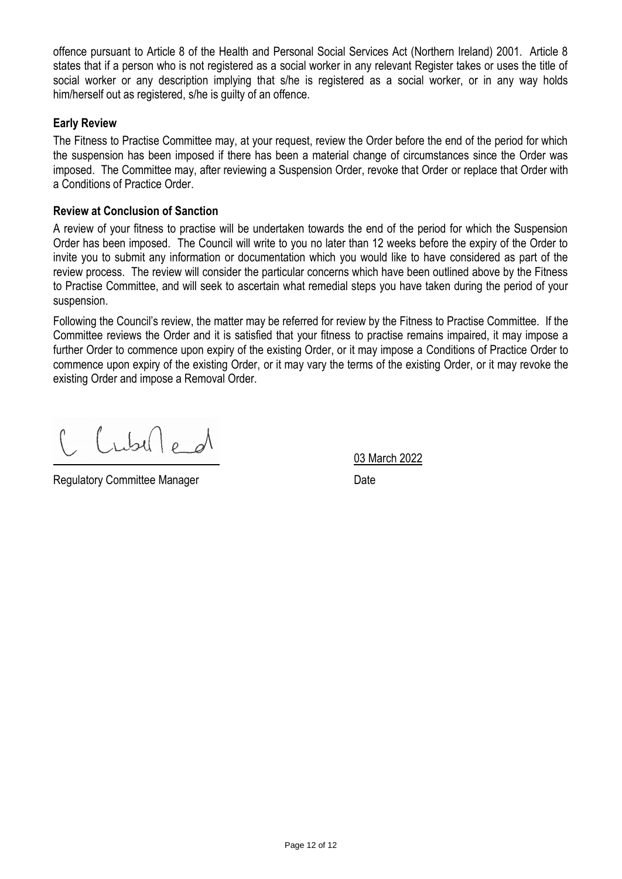offence pursuant to Article 8 of the Health and Personal Social Services Act (Northern Ireland) 2001. Article 8 states that if a person who is not registered as a social worker in any relevant Register takes or uses the title of social worker or any description implying that s/he is registered as a social worker, or in any way holds him/herself out as registered, s/he is guilty of an offence.

### Early Review

The Fitness to Practise Committee may, at your request, review the Order before the end of the period for which the suspension has been imposed if there has been a material change of circumstances since the Order was imposed. The Committee may, after reviewing a Suspension Order, revoke that Order or replace that Order with a Conditions of Practice Order.

### Review at Conclusion of Sanction

A review of your fitness to practise will be undertaken towards the end of the period for which the Suspension Order has been imposed. The Council will write to you no later than 12 weeks before the expiry of the Order to invite you to submit any information or documentation which you would like to have considered as part of the review process. The review will consider the particular concerns which have been outlined above by the Fitness to Practise Committee, and will seek to ascertain what remedial steps you have taken during the period of your suspension.

Following the Council's review, the matter may be referred for review by the Fitness to Practise Committee. If the Committee reviews the Order and it is satisfied that your fitness to practise remains impaired, it may impose a further Order to commence upon expiry of the existing Order, or it may impose a Conditions of Practice Order to commence upon expiry of the existing Order, or it may vary the terms of the existing Order, or it may revoke the existing Order and impose a Removal Order.

C Cubitt ed

Regulatory Committee Manager

03 March 2022

Date